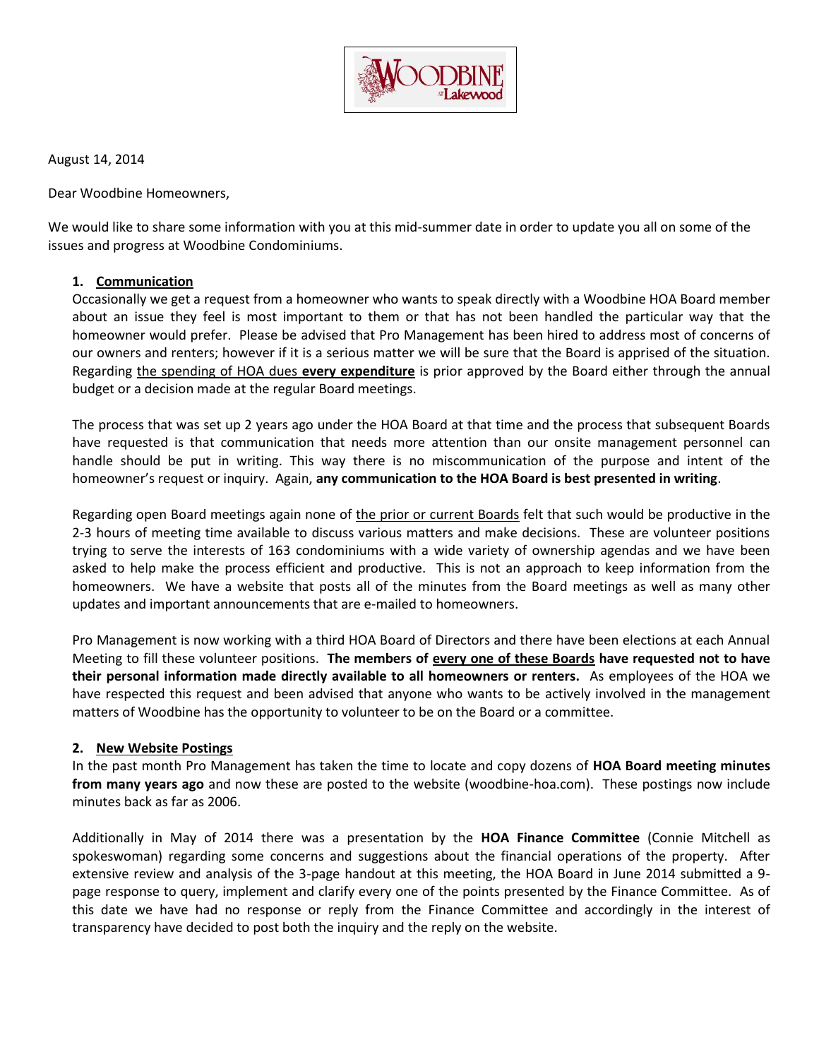August 14, 2014

Dear Woodbine Homeowners,

We would like to share some information with you at this mid-summer date in order to update you all on some of the issues and progress at Woodbine Condominiums.

1. **Communication**

   Occasionally we get a request from a homeowner who wants to speak directly with a Woodbine HOA Board member about an issue they feel is most important to them or that has not been handled the particular way that the homeowner would prefer. Please be advised that Pro Management has been hired to address most of concerns of our owners and renters; however if it is a serious matter we will be sure that the Board is apprised of the situation. Regarding the spending of HOA dues **every expenditure** is prior approved by the Board either through the annual budget or a decision made at the regular Board meetings.

   The process that was set up 2 years ago under the HOA Board at that time and the process that subsequent Boards have requested is that communication that needs more attention than our onsite management personnel can handle should be put in writing. This way there is no miscommunication of the purpose and intent of the homeowner's request or inquiry. Again, **any communication to the HOA Board is best presented in writing**.

   Regarding open Board meetings again none of the prior or current Boards felt that such would be productive in the 2-3 hours of meeting time available to discuss various matters and make decisions. These are volunteer positions trying to serve the interests of 163 condominiums with a wide variety of ownership agendas and we have been asked to help make the process efficient and productive. This is not an approach to keep information from the homeowners. We have a website that posts all of the minutes from the Board meetings as well as many other updates and important announcements that are e-mailed to homeowners.

   Pro Management is now working with a third HOA Board of Directors and there have been elections at each Annual Meeting to fill these volunteer positions. **The members of every one of these Boards have requested not to have their personal information made directly available to all homeowners or renters.** As employees of the HOA we have respected this request and been advised that anyone who wants to be actively involved in the management matters of Woodbine has the opportunity to volunteer to be on the Board or a committee.

2. **New Website Postings**

   In the past month Pro Management has taken the time to locate and copy dozens of **HOA Board meeting minutes from many years ago** and now these are posted to the website (woodbine-hoa.com). These postings now include minutes back as far as 2006.

   Additionally in May of 2014 there was a presentation by the **HOA Finance Committee** (Connie Mitchell as spokeswoman) regarding some concerns and suggestions about the financial operations of the property. After extensive review and analysis of the 3-page handout at this meeting, the HOA Board in June 2014 submitted a 9-page response to query, implement and clarify every one of the points presented by the Finance Committee. As of this date we have had no response or reply from the Finance Committee and accordingly in the interest of transparency have decided to post both the inquiry and the reply on the website.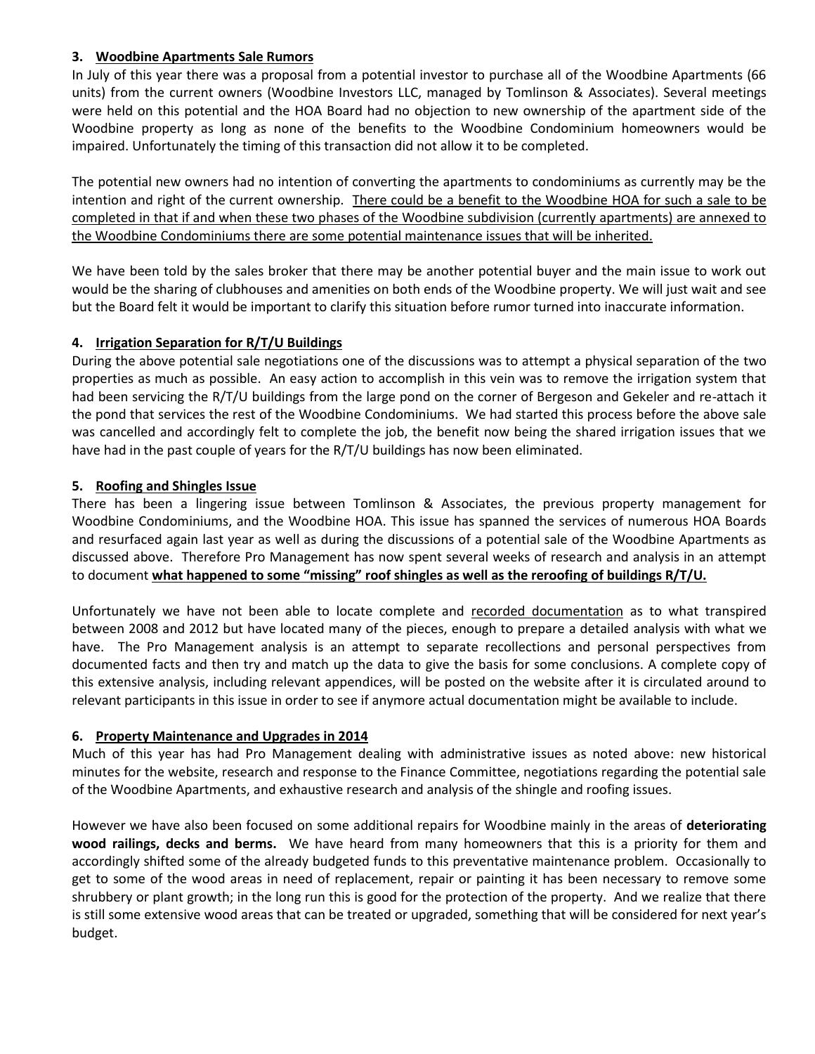### 3. Woodbine Apartments Sale Rumors

In July of this year there was a proposal from a potential investor to purchase all of the Woodbine Apartments (66 units) from the current owners (Woodbine Investors LLC, managed by Tomlinson & Associates). Several meetings were held on this potential and the HOA Board had no objection to new ownership of the apartment side of the Woodbine property as long as none of the benefits to the Woodbine Condominium homeowners would be impaired. Unfortunately the timing of this transaction did not allow it to be completed.

The potential new owners had no intention of converting the apartments to condominiums as currently may be the intention and right of the current ownership. <u>There could be a benefit to the Woodbine HOA for such a sale to be completed in that if and when these two phases of the Woodbine subdivision (currently apartments) are annexed to the Woodbine Condominiums there are some potential maintenance issues that will be inherited.</u>

We have been told by the sales broker that there may be another potential buyer and the main issue to work out would be the sharing of clubhouses and amenities on both ends of the Woodbine property. We will just wait and see but the Board felt it would be important to clarify this situation before rumor turned into inaccurate information.

### 4. Irrigation Separation for R/T/U Buildings

During the above potential sale negotiations one of the discussions was to attempt a physical separation of the two properties as much as possible. An easy action to accomplish in this vein was to remove the irrigation system that had been servicing the R/T/U buildings from the large pond on the corner of Bergeson and Gekeler and re-attach it the pond that services the rest of the Woodbine Condominiums. We had started this process before the above sale was cancelled and accordingly felt to complete the job, the benefit now being the shared irrigation issues that we have had in the past couple of years for the R/T/U buildings has now been eliminated.

### 5. Roofing and Shingles Issue

There has been a lingering issue between Tomlinson & Associates, the previous property management for Woodbine Condominiums, and the Woodbine HOA. This issue has spanned the services of numerous HOA Boards and resurfaced again last year as well as during the discussions of a potential sale of the Woodbine Apartments as discussed above. Therefore Pro Management has now spent several weeks of research and analysis in an attempt to document **<u>what happened to some "missing" roof shingles as well as the reroofing of buildings R/T/U.</u>**

Unfortunately we have not been able to locate complete and <u>recorded documentation</u> as to what transpired between 2008 and 2012 but have located many of the pieces, enough to prepare a detailed analysis with what we have. The Pro Management analysis is an attempt to separate recollections and personal perspectives from documented facts and then try and match up the data to give the basis for some conclusions. A complete copy of this extensive analysis, including relevant appendices, will be posted on the website after it is circulated around to relevant participants in this issue in order to see if anymore actual documentation might be available to include.

### 6. Property Maintenance and Upgrades in 2014

Much of this year has had Pro Management dealing with administrative issues as noted above: new historical minutes for the website, research and response to the Finance Committee, negotiations regarding the potential sale of the Woodbine Apartments, and exhaustive research and analysis of the shingle and roofing issues.

However we have also been focused on some additional repairs for Woodbine mainly in the areas of **deteriorating wood railings, decks and berms.** We have heard from many homeowners that this is a priority for them and accordingly shifted some of the already budgeted funds to this preventative maintenance problem. Occasionally to get to some of the wood areas in need of replacement, repair or painting it has been necessary to remove some shrubbery or plant growth; in the long run this is good for the protection of the property. And we realize that there is still some extensive wood areas that can be treated or upgraded, something that will be considered for next year's budget.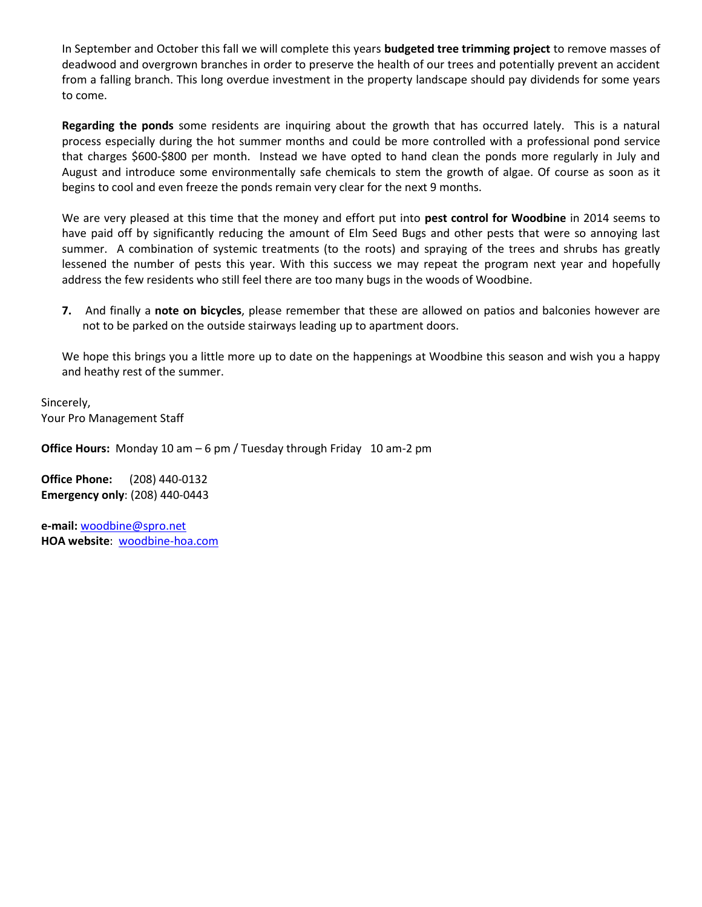In September and October this fall we will complete this years **budgeted tree trimming project** to remove masses of deadwood and overgrown branches in order to preserve the health of our trees and potentially prevent an accident from a falling branch. This long overdue investment in the property landscape should pay dividends for some years to come.

**Regarding the ponds** some residents are inquiring about the growth that has occurred lately. This is a natural process especially during the hot summer months and could be more controlled with a professional pond service that charges $600-$800 per month. Instead we have opted to hand clean the ponds more regularly in July and August and introduce some environmentally safe chemicals to stem the growth of algae. Of course as soon as it begins to cool and even freeze the ponds remain very clear for the next 9 months.

We are very pleased at this time that the money and effort put into **pest control for Woodbine** in 2014 seems to have paid off by significantly reducing the amount of Elm Seed Bugs and other pests that were so annoying last summer. A combination of systemic treatments (to the roots) and spraying of the trees and shrubs has greatly lessened the number of pests this year. With this success we may repeat the program next year and hopefully address the few residents who still feel there are too many bugs in the woods of Woodbine.

7. And finally a **note on bicycles**, please remember that these are allowed on patios and balconies however are not to be parked on the outside stairways leading up to apartment doors.

We hope this brings you a little more up to date on the happenings at Woodbine this season and wish you a happy and heathy rest of the summer.

Sincerely,
Your Pro Management Staff

**Office Hours:** Monday 10 am – 6 pm / Tuesday through Friday 10 am-2 pm

**Office Phone:** (208) 440-0132
**Emergency only**: (208) 440-0443

**e-mail:** woodbine@spro.net
**HOA website**: woodbine-hoa.com